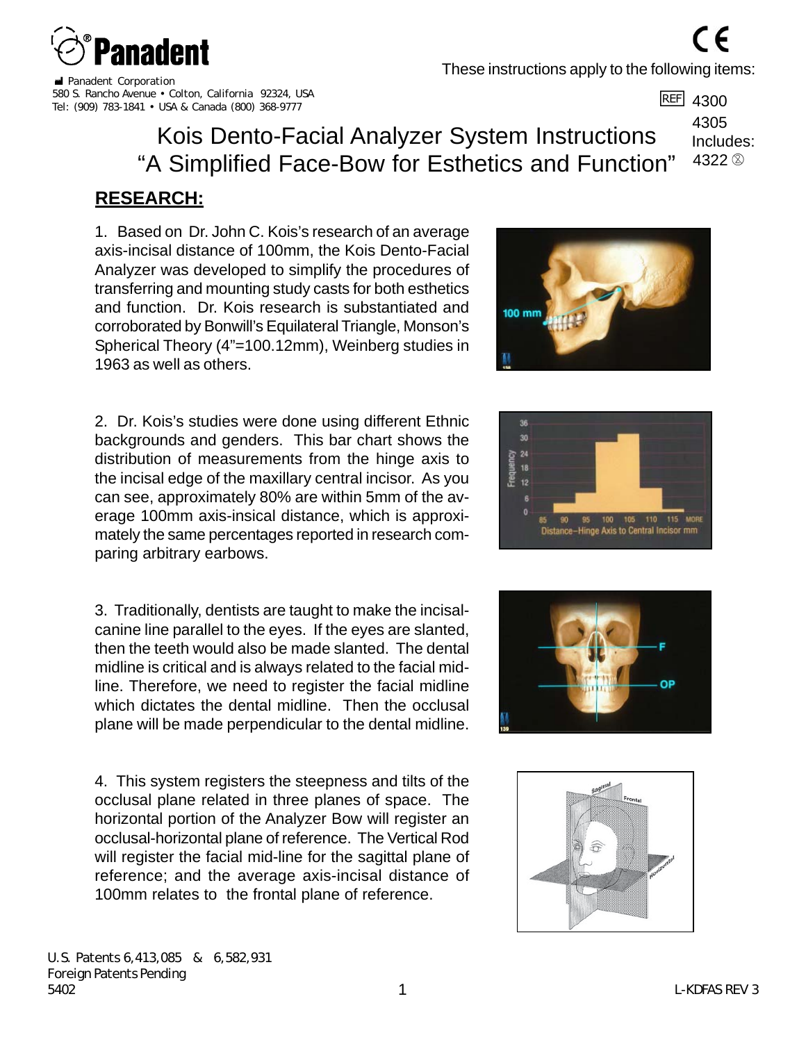# Panadent

Panadent Corporation
580 S. Rancho Avenue • Colton, California 92324, USA
Tel: (909) 783-1841 • USA & Canada (800) 368-9777

These instructions apply to the following items:

REF 4300
4305
Includes:
4322

## Kois Dento-Facial Analyzer System Instructions
## "A Simplified Face-Bow for Esthetics and Function"

### RESEARCH:

1. Based on Dr. John C. Kois's research of an average axis-incisal distance of 100mm, the Kois Dento-Facial Analyzer was developed to simplify the procedures of transferring and mounting study casts for both esthetics and function. Dr. Kois research is substantiated and corroborated by Bonwill's Equilateral Triangle, Monson's Spherical Theory (4"=100.12mm), Weinberg studies in 1963 as well as others.

100 mm

2. Dr. Kois's studies were done using different Ethnic backgrounds and genders. This bar chart shows the distribution of measurements from the hinge axis to the incisal edge of the maxillary central incisor. As you can see, approximately 80% are within 5mm of the average 100mm axis-insical distance, which is approximately the same percentages reported in research comparing arbitrary earbows.

Frequency
36
30
24
18
12
6
0
85 90 95 100 105 110 115 MORE
Distance–Hinge Axis to Central Incisor mm

3. Traditionally, dentists are taught to make the incisal-canine line parallel to the eyes. If the eyes are slanted, then the teeth would also be made slanted. The dental midline is critical and is always related to the facial midline. Therefore, we need to register the facial midline which dictates the dental midline. Then the occlusal plane will be made perpendicular to the dental midline.

F
OP

4. This system registers the steepness and tilts of the occlusal plane related in three planes of space. The horizontal portion of the Analyzer Bow will register an occlusal-horizontal plane of reference. The Vertical Rod will register the facial mid-line for the sagittal plane of reference; and the average axis-incisal distance of 100mm relates to the frontal plane of reference.

Sagittal
Frontal
Horizontal

U.S. Patents 6,413,085 & 6,582,931
Foreign Patents Pending
5402

L-KDFAS REV 3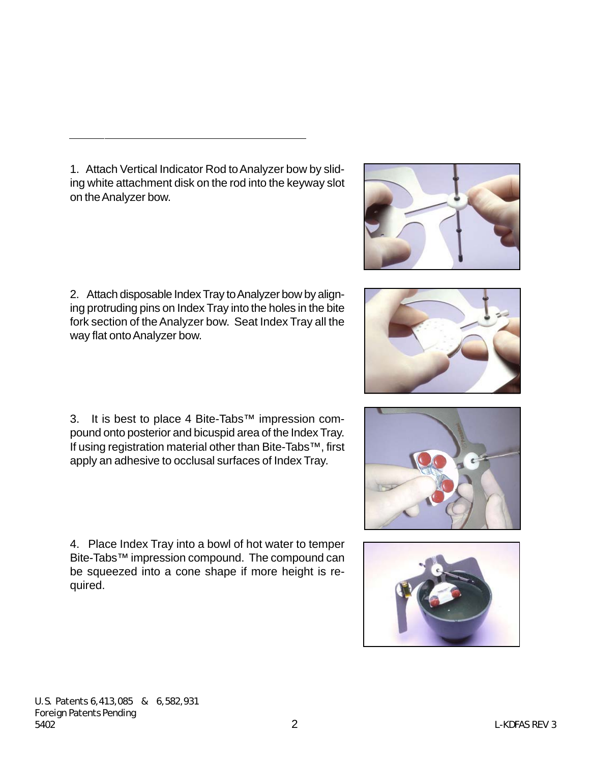1. Attach Vertical Indicator Rod to Analyzer bow by sliding white attachment disk on the rod into the keyway slot on the Analyzer bow.

2. Attach disposable Index Tray to Analyzer bow by aligning protruding pins on Index Tray into the holes in the bite fork section of the Analyzer bow. Seat Index Tray all the way flat onto Analyzer bow.

3. It is best to place 4 Bite-Tabs™ impression compound onto posterior and bicuspid area of the Index Tray. If using registration material other than Bite-Tabs™, first apply an adhesive to occlusal surfaces of Index Tray.

4. Place Index Tray into a bowl of hot water to temper Bite-Tabs™ impression compound. The compound can be squeezed into a cone shape if more height is required.

U.S. Patents 6,413,085 & 6,582,931
Foreign Patents Pending
5402

L-KDFAS REV 3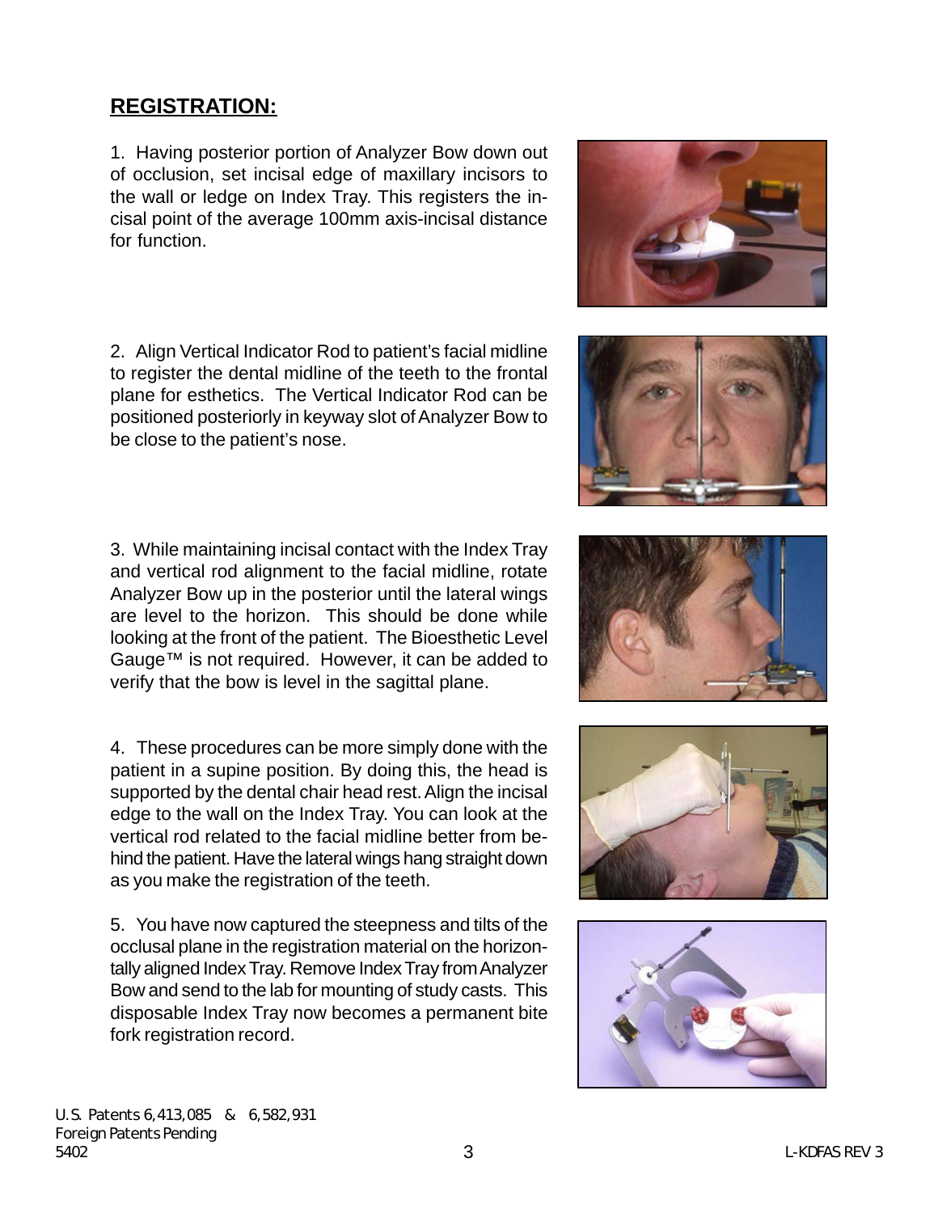## REGISTRATION:

1. Having posterior portion of Analyzer Bow down out of occlusion, set incisal edge of maxillary incisors to the wall or ledge on Index Tray. This registers the incisal point of the average 100mm axis-incisal distance for function.

2. Align Vertical Indicator Rod to patient's facial midline to register the dental midline of the teeth to the frontal plane for esthetics. The Vertical Indicator Rod can be positioned posteriorly in keyway slot of Analyzer Bow to be close to the patient's nose.

3. While maintaining incisal contact with the Index Tray and vertical rod alignment to the facial midline, rotate Analyzer Bow up in the posterior until the lateral wings are level to the horizon. This should be done while looking at the front of the patient. The Bioesthetic Level Gauge™ is not required. However, it can be added to verify that the bow is level in the sagittal plane.

4. These procedures can be more simply done with the patient in a supine position. By doing this, the head is supported by the dental chair head rest. Align the incisal edge to the wall on the Index Tray. You can look at the vertical rod related to the facial midline better from behind the patient. Have the lateral wings hang straight down as you make the registration of the teeth.

5. You have now captured the steepness and tilts of the occlusal plane in the registration material on the horizontally aligned Index Tray. Remove Index Tray from Analyzer Bow and send to the lab for mounting of study casts. This disposable Index Tray now becomes a permanent bite fork registration record.

U.S. Patents 6,413,085 & 6,582,931
Foreign Patents Pending
5402

L-KDFAS REV 3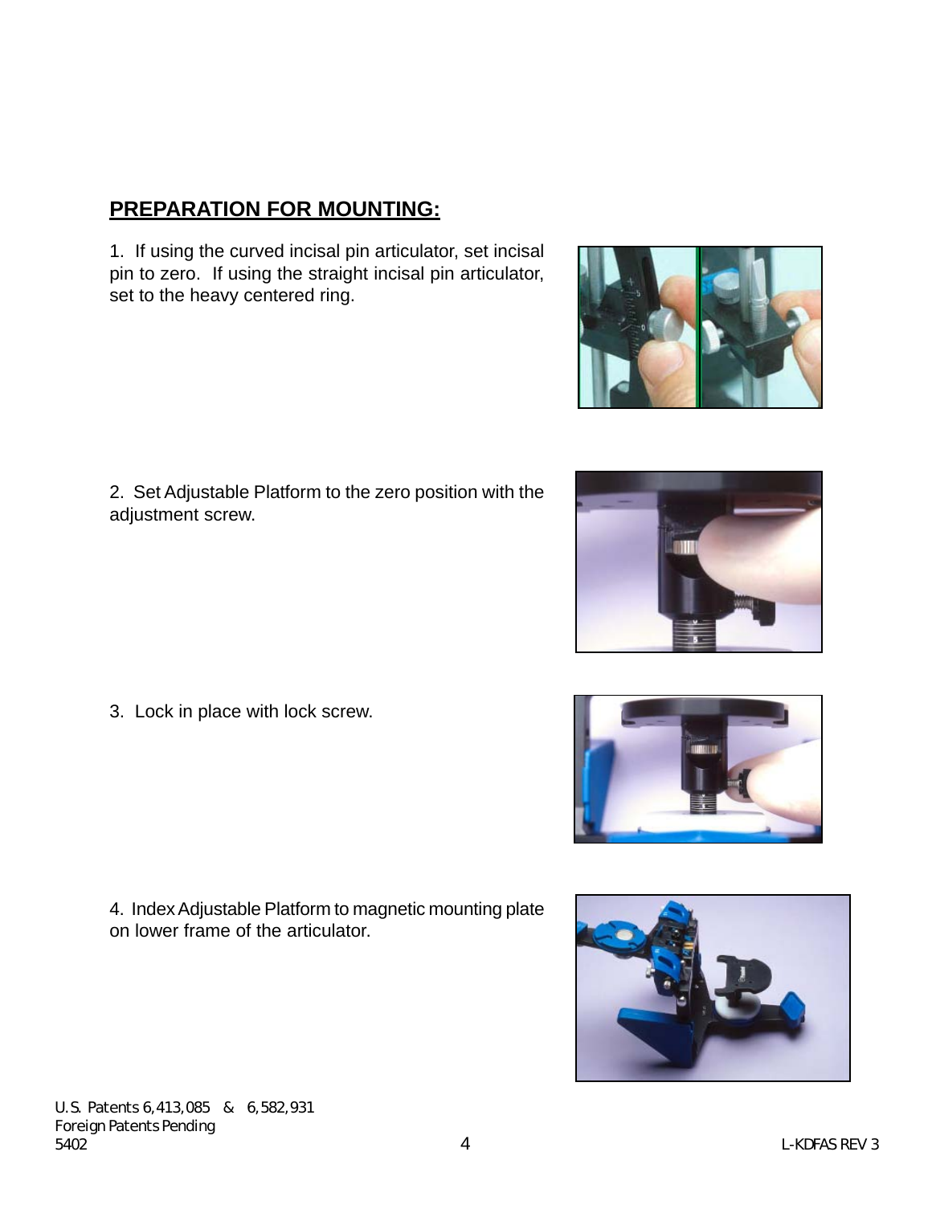## PREPARATION FOR MOUNTING:

1. If using the curved incisal pin articulator, set incisal pin to zero. If using the straight incisal pin articulator, set to the heavy centered ring.

2. Set Adjustable Platform to the zero position with the adjustment screw.

3. Lock in place with lock screw.

4. Index Adjustable Platform to magnetic mounting plate on lower frame of the articulator.

U.S. Patents 6,413,085 & 6,582,931
Foreign Patents Pending
5402

L-KDFAS REV 3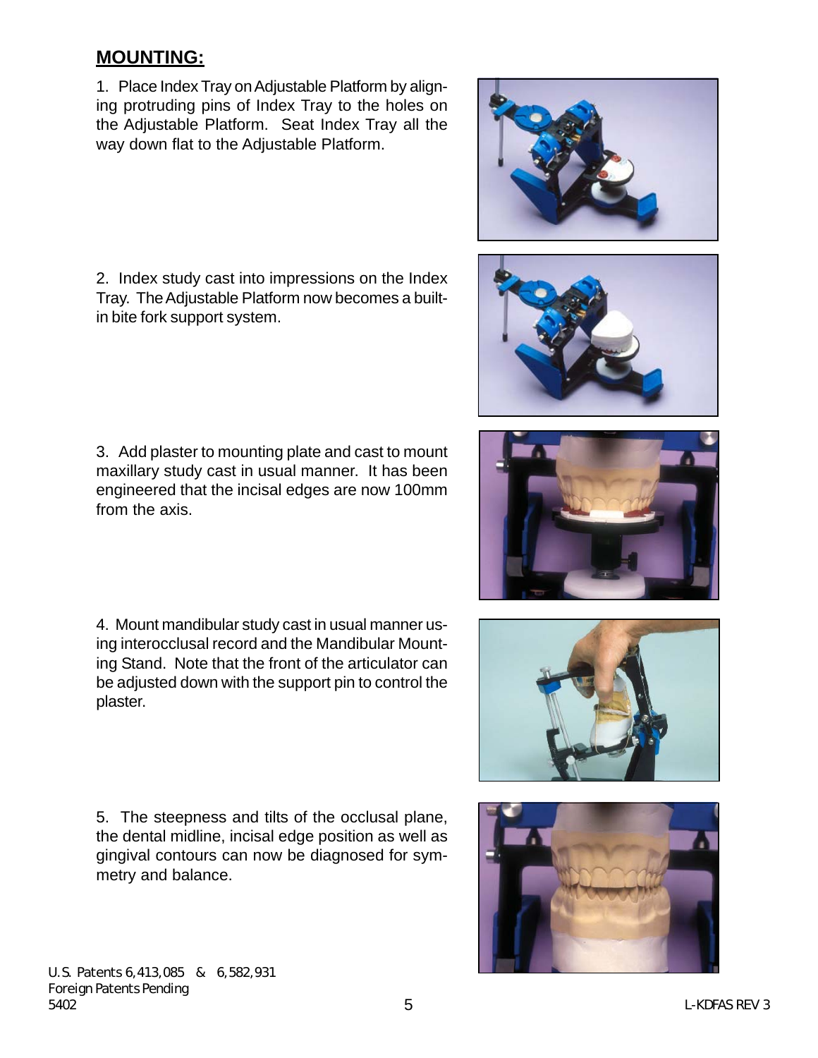## MOUNTING:

1. Place Index Tray on Adjustable Platform by aligning protruding pins of Index Tray to the holes on the Adjustable Platform. Seat Index Tray all the way down flat to the Adjustable Platform.

2. Index study cast into impressions on the Index Tray. The Adjustable Platform now becomes a built-in bite fork support system.

3. Add plaster to mounting plate and cast to mount maxillary study cast in usual manner. It has been engineered that the incisal edges are now 100mm from the axis.

4. Mount mandibular study cast in usual manner using interocclusal record and the Mandibular Mounting Stand. Note that the front of the articulator can be adjusted down with the support pin to control the plaster.

5. The steepness and tilts of the occlusal plane, the dental midline, incisal edge position as well as gingival contours can now be diagnosed for symmetry and balance.

U.S. Patents 6,413,085 & 6,582,931
Foreign Patents Pending
5402

L-KDFAS REV 3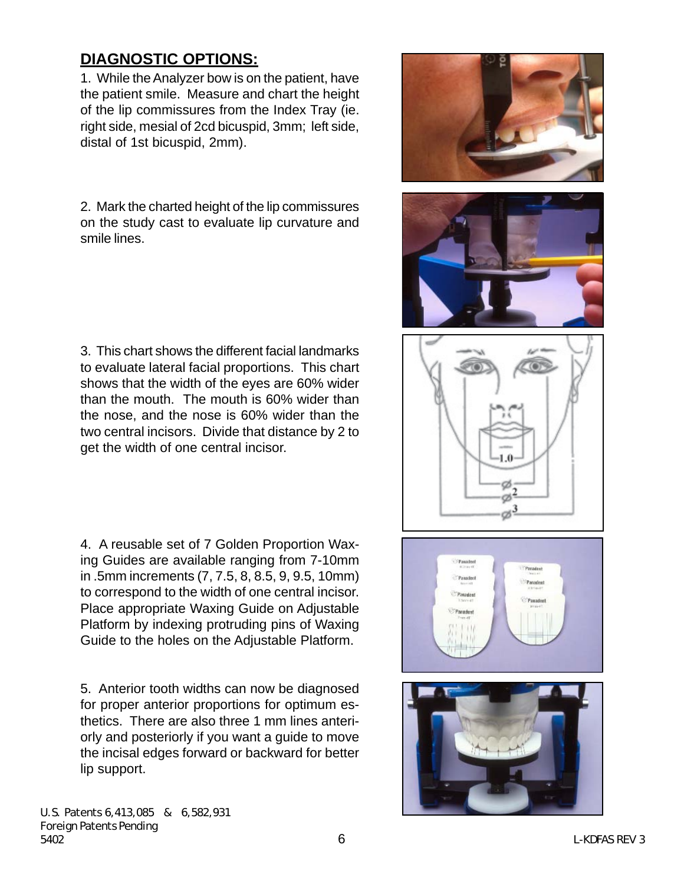## DIAGNOSTIC OPTIONS:

1. While the Analyzer bow is on the patient, have the patient smile. Measure and chart the height of the lip commissures from the Index Tray (ie. right side, mesial of 2cd bicuspid, 3mm; left side, distal of 1st bicuspid, 2mm).

2. Mark the charted height of the lip commissures on the study cast to evaluate lip curvature and smile lines.

3. This chart shows the different facial landmarks to evaluate lateral facial proportions. This chart shows that the width of the eyes are 60% wider than the mouth. The mouth is 60% wider than the nose, and the nose is 60% wider than the two central incisors. Divide that distance by 2 to get the width of one central incisor.

1.0

ø2

ø3

4. A reusable set of 7 Golden Proportion Waxing Guides are available ranging from 7-10mm in .5mm increments (7, 7.5, 8, 8.5, 9, 9.5, 10mm) to correspond to the width of one central incisor. Place appropriate Waxing Guide on Adjustable Platform by indexing protruding pins of Waxing Guide to the holes on the Adjustable Platform.

5. Anterior tooth widths can now be diagnosed for proper anterior proportions for optimum esthetics. There are also three 1 mm lines anteriorly and posteriorly if you want a guide to move the incisal edges forward or backward for better lip support.

U.S. Patents 6,413,085 & 6,582,931
Foreign Patents Pending
5402

L-KDFAS REV 3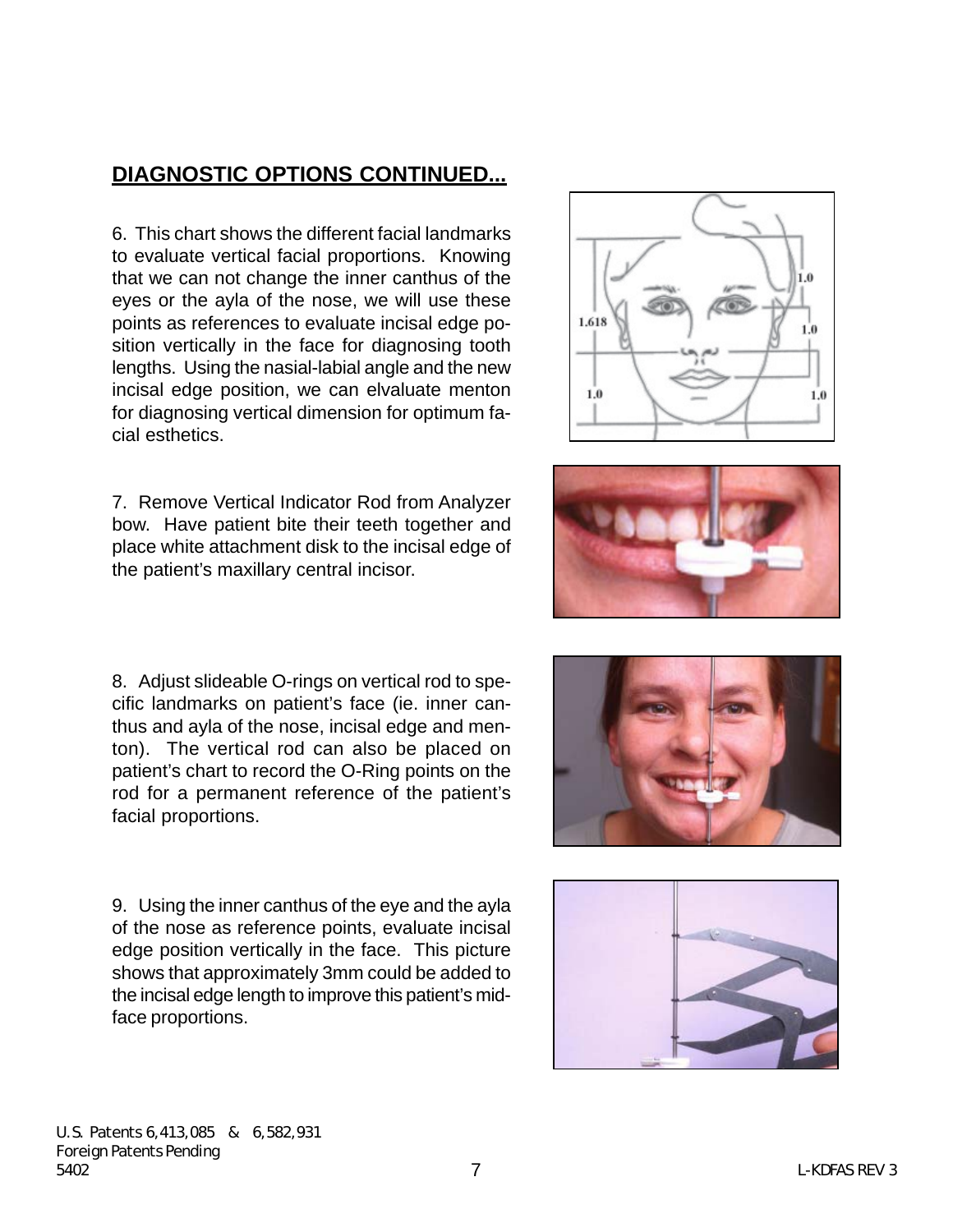## DIAGNOSTIC OPTIONS CONTINUED...

6. This chart shows the different facial landmarks to evaluate vertical facial proportions. Knowing that we can not change the inner canthus of the eyes or the ayla of the nose, we will use these points as references to evaluate incisal edge position vertically in the face for diagnosing tooth lengths. Using the nasial-labial angle and the new incisal edge position, we can elvaluate menton for diagnosing vertical dimension for optimum facial esthetics.

1.0

1.618

1.0

1.0

1.0

7. Remove Vertical Indicator Rod from Analyzer bow. Have patient bite their teeth together and place white attachment disk to the incisal edge of the patient's maxillary central incisor.

8. Adjust slideable O-rings on vertical rod to specific landmarks on patient's face (ie. inner canthus and ayla of the nose, incisal edge and menton). The vertical rod can also be placed on patient's chart to record the O-Ring points on the rod for a permanent reference of the patient's facial proportions.

9. Using the inner canthus of the eye and the ayla of the nose as reference points, evaluate incisal edge position vertically in the face. This picture shows that approximately 3mm could be added to the incisal edge length to improve this patient's mid-face proportions.

U.S. Patents 6,413,085 & 6,582,931
Foreign Patents Pending
5402

L-KDFAS REV 3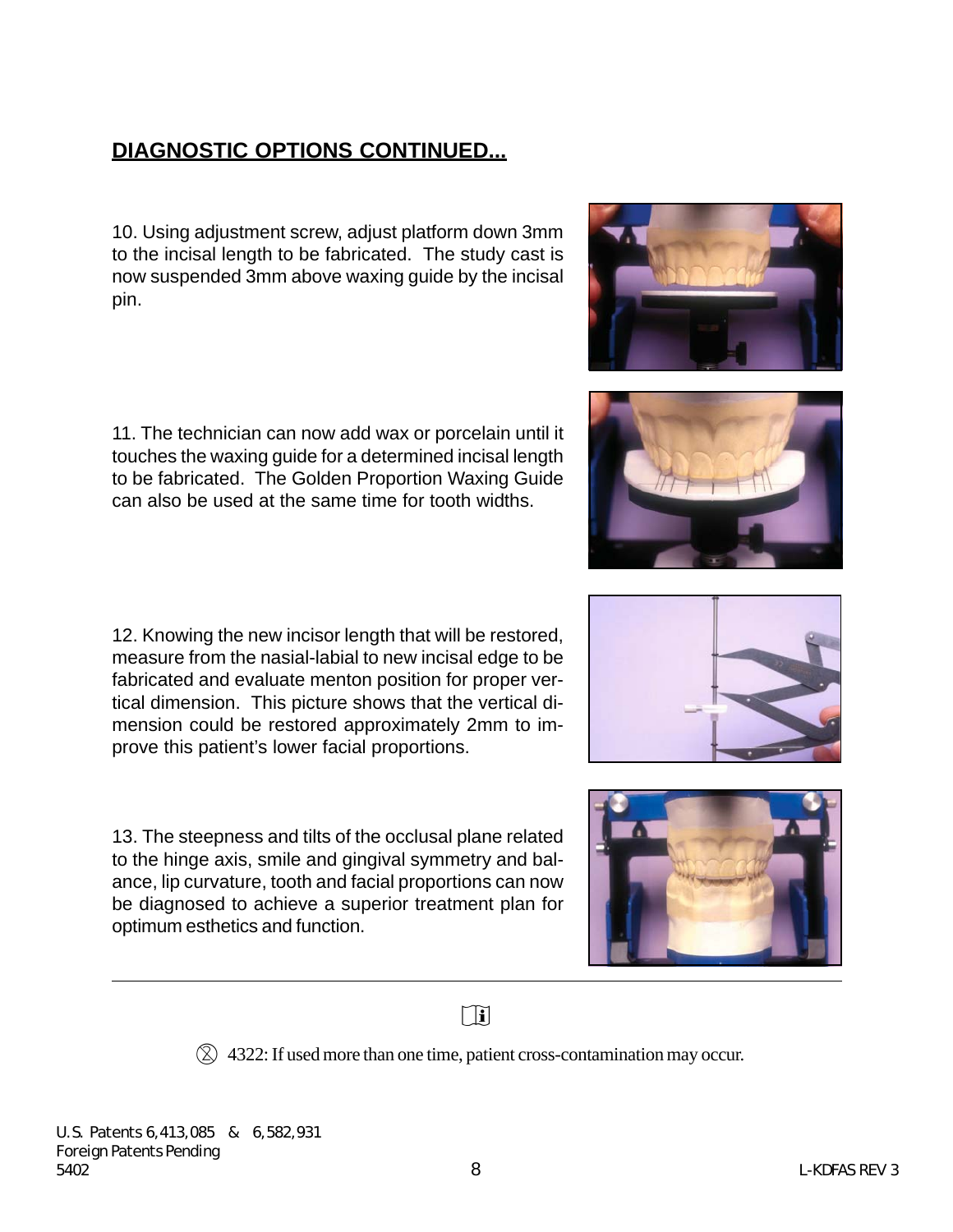## DIAGNOSTIC OPTIONS CONTINUED...

10. Using adjustment screw, adjust platform down 3mm to the incisal length to be fabricated. The study cast is now suspended 3mm above waxing guide by the incisal pin.

11. The technician can now add wax or porcelain until it touches the waxing guide for a determined incisal length to be fabricated. The Golden Proportion Waxing Guide can also be used at the same time for tooth widths.

12. Knowing the new incisor length that will be restored, measure from the nasial-labial to new incisal edge to be fabricated and evaluate menton position for proper vertical dimension. This picture shows that the vertical dimension could be restored approximately 2mm to improve this patient's lower facial proportions.

13. The steepness and tilts of the occlusal plane related to the hinge axis, smile and gingival symmetry and balance, lip curvature, tooth and facial proportions can now be diagnosed to achieve a superior treatment plan for optimum esthetics and function.

---

4322: If used more than one time, patient cross-contamination may occur.

U.S. Patents 6,413,085 & 6,582,931
Foreign Patents Pending
5402

L-KDFAS REV 3